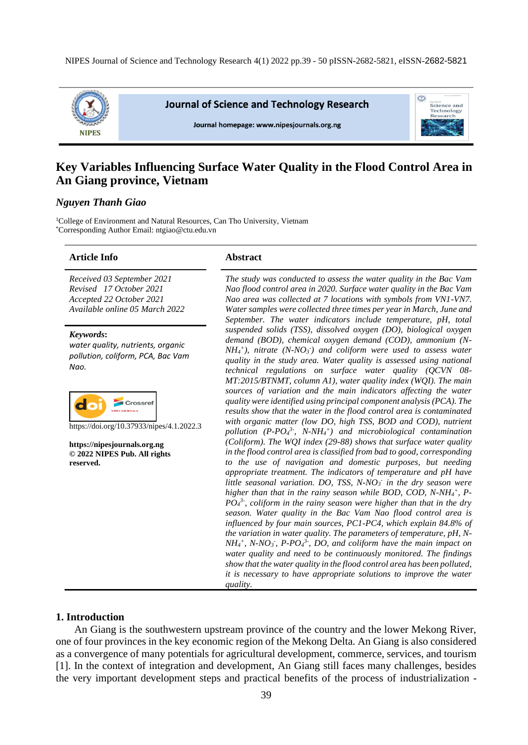# Key Variables Influencing Surface Water Quality in the Flood Control Area in An Giang province, Vietnam

***Nguyen Thanh Giao***

[1]College of Environment and Natural Resources, Can Tho University, Vietnam
[*]Corresponding Author Email: ntgiao@ctu.edu.vn

## Article Info

*Received 03 September 2021*
*Revised 17 October 2021*
*Accepted 22 October 2021*
*Available online 05 March 2022*

***Keywords***:
*water quality, nutrients, organic pollution, coliform, PCA, Bac Vam Nao.*

https://doi.org/10.37933/nipes/4.1.2022.3

**https://nipesjournals.org.ng**
**© 2022 NIPES Pub. All rights reserved.**

## Abstract

*The study was conducted to assess the water quality in the Bac Vam Nao flood control area in 2020. Surface water quality in the Bac Vam Nao area was collected at 7 locations with symbols from VN1-VN7. Water samples were collected three times per year in March, June and September. The water indicators include temperature, pH, total suspended solids (TSS), dissolved oxygen (DO), biological oxygen demand (BOD), chemical oxygen demand (COD), ammonium (N-$NH_4^+$), nitrate (N-$NO_3^-$) and coliform were used to assess water quality in the study area. Water quality is assessed using national technical regulations on surface water quality (QCVN 08-MT:2015/BTNMT, column A1), water quality index (WQI). The main sources of variation and the main indicators affecting the water quality were identified using principal component analysis (PCA). The results show that the water in the flood control area is contaminated with organic matter (low DO, high TSS, BOD and COD), nutrient pollution (P-$PO_4^{3-}$, N-$NH_4^+$) and microbiological contamination (Coliform). The WQI index (29-88) shows that surface water quality in the flood control area is classified from bad to good, corresponding to the use of navigation and domestic purposes, but needing appropriate treatment. The indicators of temperature and pH have little seasonal variation. DO, TSS, N-$NO_3^-$ in the dry season were higher than that in the rainy season while BOD, COD, N-$NH_4^+$, P-$PO_4^{3-}$, coliform in the rainy season were higher than that in the dry season. Water quality in the Bac Vam Nao flood control area is influenced by four main sources, PC1-PC4, which explain 84.8% of the variation in water quality. The parameters of temperature, pH, N-$NH_4^+$, N-$NO_3^-$, P-$PO_4^{3-}$, DO, and coliform have the main impact on water quality and need to be continuously monitored. The findings show that the water quality in the flood control area has been polluted, it is necessary to have appropriate solutions to improve the water quality.*

## 1. Introduction

An Giang is the southwestern upstream province of the country and the lower Mekong River, one of four provinces in the key economic region of the Mekong Delta. An Giang is also considered as a convergence of many potentials for agricultural development, commerce, services, and tourism [1]. In the context of integration and development, An Giang still faces many challenges, besides the very important development steps and practical benefits of the process of industrialization -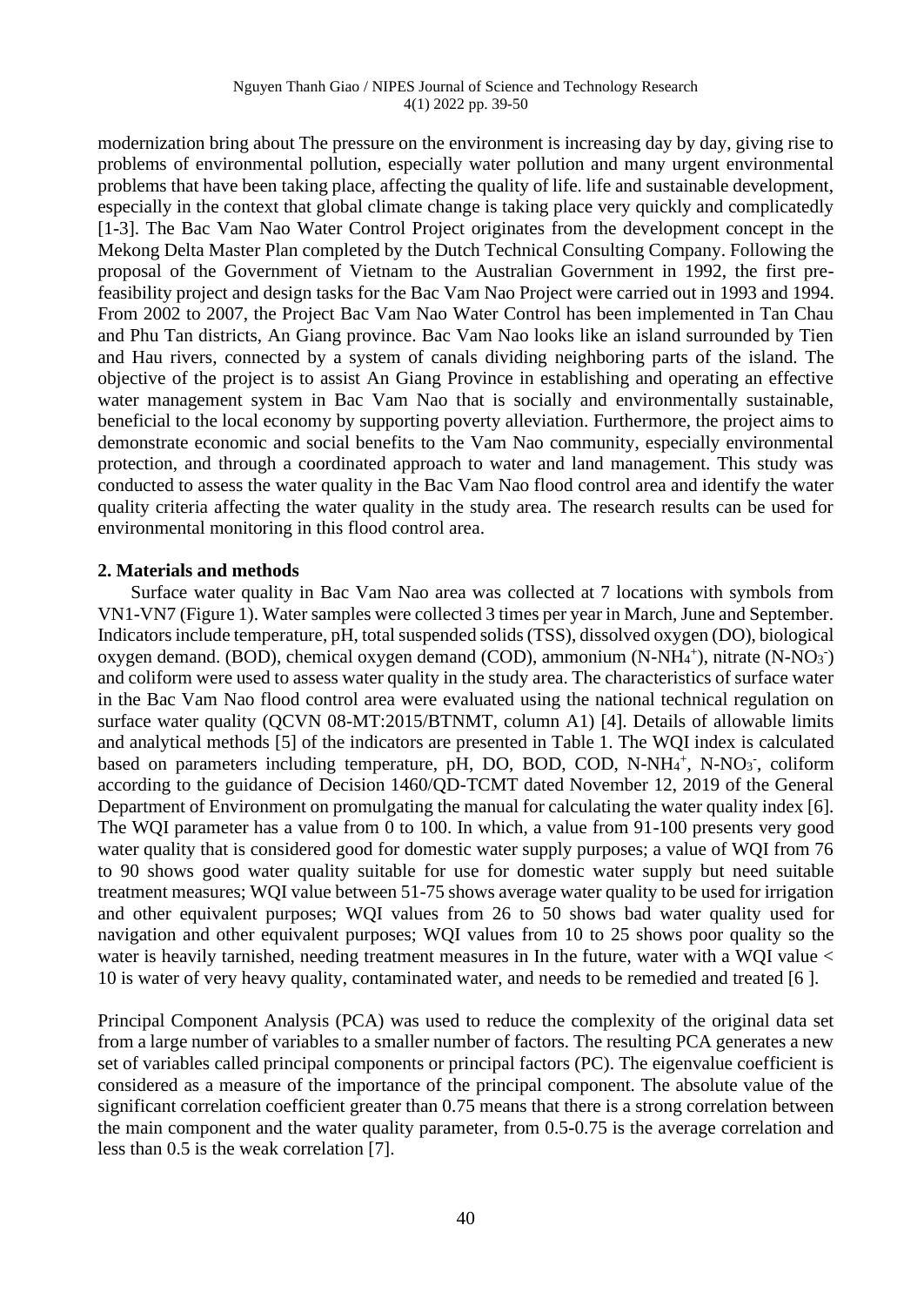modernization bring about The pressure on the environment is increasing day by day, giving rise to problems of environmental pollution, especially water pollution and many urgent environmental problems that have been taking place, affecting the quality of life. life and sustainable development, especially in the context that global climate change is taking place very quickly and complicatedly [1-3]. The Bac Vam Nao Water Control Project originates from the development concept in the Mekong Delta Master Plan completed by the Dutch Technical Consulting Company. Following the proposal of the Government of Vietnam to the Australian Government in 1992, the first pre-feasibility project and design tasks for the Bac Vam Nao Project were carried out in 1993 and 1994. From 2002 to 2007, the Project Bac Vam Nao Water Control has been implemented in Tan Chau and Phu Tan districts, An Giang province. Bac Vam Nao looks like an island surrounded by Tien and Hau rivers, connected by a system of canals dividing neighboring parts of the island. The objective of the project is to assist An Giang Province in establishing and operating an effective water management system in Bac Vam Nao that is socially and environmentally sustainable, beneficial to the local economy by supporting poverty alleviation. Furthermore, the project aims to demonstrate economic and social benefits to the Vam Nao community, especially environmental protection, and through a coordinated approach to water and land management. This study was conducted to assess the water quality in the Bac Vam Nao flood control area and identify the water quality criteria affecting the water quality in the study area. The research results can be used for environmental monitoring in this flood control area.

## 2. Materials and methods

Surface water quality in Bac Vam Nao area was collected at 7 locations with symbols from VN1-VN7 (Figure 1). Water samples were collected 3 times per year in March, June and September. Indicators include temperature, pH, total suspended solids (TSS), dissolved oxygen (DO), biological oxygen demand. (BOD), chemical oxygen demand (COD), ammonium ($N\text{-}NH_4^+$), nitrate ($N\text{-}NO_3^-$) and coliform were used to assess water quality in the study area. The characteristics of surface water in the Bac Vam Nao flood control area were evaluated using the national technical regulation on surface water quality (QCVN 08-MT:2015/BTNMT, column A1) [4]. Details of allowable limits and analytical methods [5] of the indicators are presented in Table 1. The WQI index is calculated based on parameters including temperature, pH, DO, BOD, COD, $N\text{-}NH_4^+$, $N\text{-}NO_3^-$, coliform according to the guidance of Decision 1460/QD-TCMT dated November 12, 2019 of the General Department of Environment on promulgating the manual for calculating the water quality index [6]. The WQI parameter has a value from 0 to 100. In which, a value from 91-100 presents very good water quality that is considered good for domestic water supply purposes; a value of WQI from 76 to 90 shows good water quality suitable for use for domestic water supply but need suitable treatment measures; WQI value between 51-75 shows average water quality to be used for irrigation and other equivalent purposes; WQI values from 26 to 50 shows bad water quality used for navigation and other equivalent purposes; WQI values from 10 to 25 shows poor quality so the water is heavily tarnished, needing treatment measures in In the future, water with a WQI value < 10 is water of very heavy quality, contaminated water, and needs to be remedied and treated [6 ].

Principal Component Analysis (PCA) was used to reduce the complexity of the original data set from a large number of variables to a smaller number of factors. The resulting PCA generates a new set of variables called principal components or principal factors (PC). The eigenvalue coefficient is considered as a measure of the importance of the principal component. The absolute value of the significant correlation coefficient greater than 0.75 means that there is a strong correlation between the main component and the water quality parameter, from 0.5-0.75 is the average correlation and less than 0.5 is the weak correlation [7].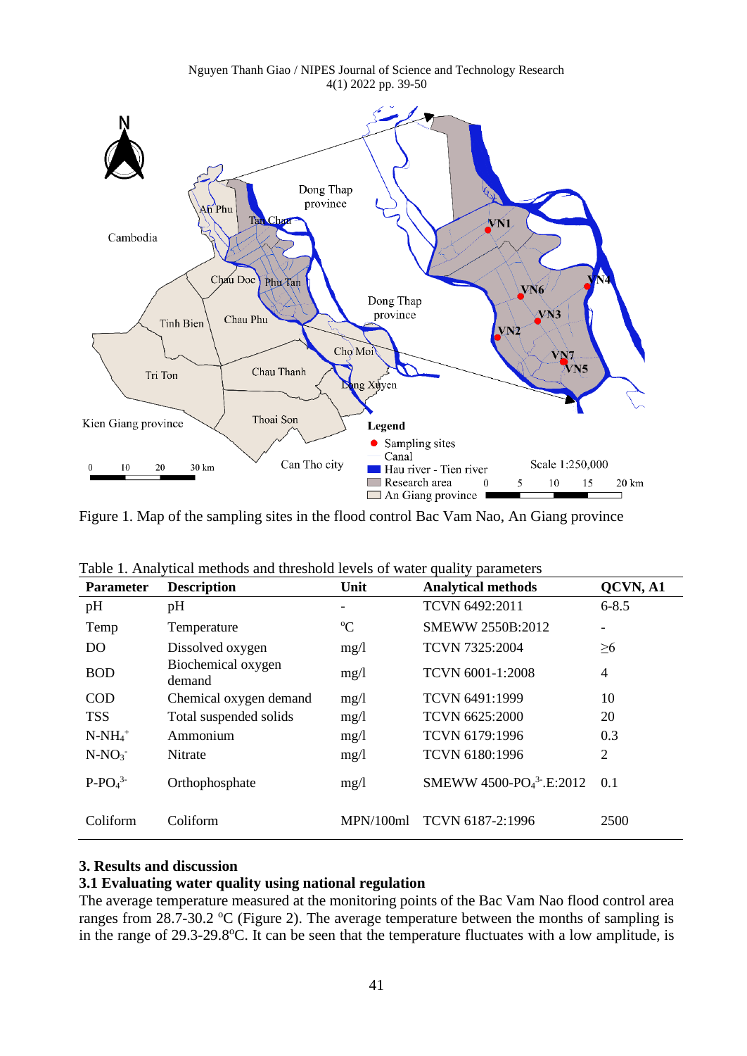Figure 1. Map of the sampling sites in the flood control Bac Vam Nao, An Giang province

Table 1. Analytical methods and threshold levels of water quality parameters

| Parameter | Description | Unit | Analytical methods | QCVN, A1 |
|---|---|---|---|---|
| pH | pH | - | TCVN 6492:2011 | 6-8.5 |
| Temp | Temperature | °C | SMEWW 2550B:2012 | - |
| DO | Dissolved oxygen | mg/l | TCVN 7325:2004 | ≥6 |
| BOD | Biochemical oxygen demand | mg/l | TCVN 6001-1:2008 | 4 |
| COD | Chemical oxygen demand | mg/l | TCVN 6491:1999 | 10 |
| TSS | Total suspended solids | mg/l | TCVN 6625:2000 | 20 |
| $N\text{-}NH_4^+$ | Ammonium | mg/l | TCVN 6179:1996 | 0.3 |
| $N\text{-}NO_3^-$ | Nitrate | mg/l | TCVN 6180:1996 | 2 |
| $P\text{-}PO_4^{3-}$ | Orthophosphate | mg/l | SMEWW 4500-$PO_4^{3-}$.E:2012 | 0.1 |
| Coliform | Coliform | MPN/100ml | TCVN 6187-2:1996 | 2500 |

### 3. Results and discussion

### 3.1 Evaluating water quality using national regulation

The average temperature measured at the monitoring points of the Bac Vam Nao flood control area ranges from 28.7-30.2 °C (Figure 2). The average temperature between the months of sampling is in the range of 29.3-29.8°C. It can be seen that the temperature fluctuates with a low amplitude, is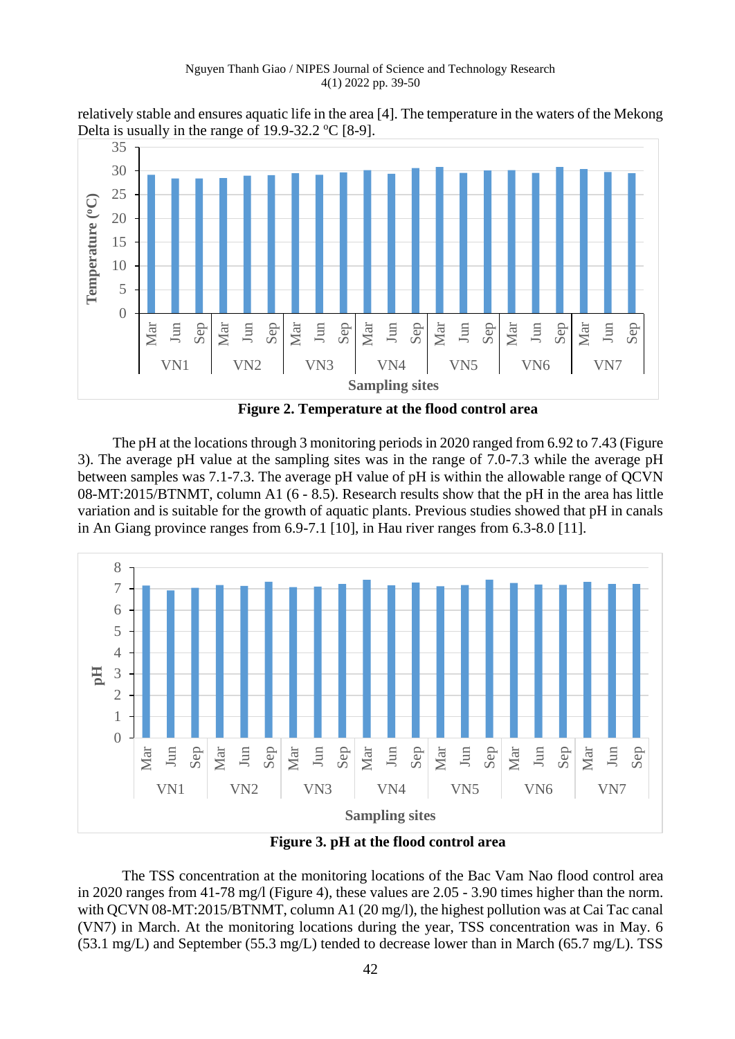relatively stable and ensures aquatic life in the area [4]. The temperature in the waters of the Mekong Delta is usually in the range of 19.9-32.2 ºC [8-9].

**Figure 2. Temperature at the flood control area**

The pH at the locations through 3 monitoring periods in 2020 ranged from 6.92 to 7.43 (Figure 3). The average pH value at the sampling sites was in the range of 7.0-7.3 while the average pH between samples was 7.1-7.3. The average pH value of pH is within the allowable range of QCVN 08-MT:2015/BTNMT, column A1 (6 - 8.5). Research results show that the pH in the area has little variation and is suitable for the growth of aquatic plants. Previous studies showed that pH in canals in An Giang province ranges from 6.9-7.1 [10], in Hau river ranges from 6.3-8.0 [11].

**Figure 3. pH at the flood control area**

The TSS concentration at the monitoring locations of the Bac Vam Nao flood control area in 2020 ranges from 41-78 mg/l (Figure 4), these values are 2.05 - 3.90 times higher than the norm. with QCVN 08-MT:2015/BTNMT, column A1 (20 mg/l), the highest pollution was at Cai Tac canal (VN7) in March. At the monitoring locations during the year, TSS concentration was in May. 6 (53.1 mg/L) and September (55.3 mg/L) tended to decrease lower than in March (65.7 mg/L). TSS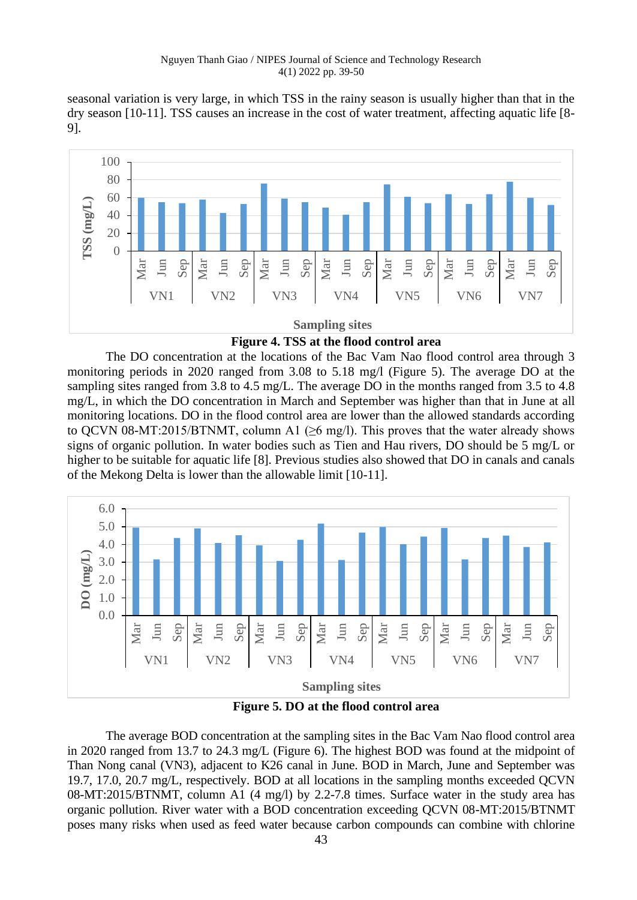seasonal variation is very large, in which TSS in the rainy season is usually higher than that in the dry season [10-11]. TSS causes an increase in the cost of water treatment, affecting aquatic life [8-9].

**Figure 4. TSS at the flood control area**

The DO concentration at the locations of the Bac Vam Nao flood control area through 3 monitoring periods in 2020 ranged from 3.08 to 5.18 mg/l (Figure 5). The average DO at the sampling sites ranged from 3.8 to 4.5 mg/L. The average DO in the months ranged from 3.5 to 4.8 mg/L, in which the DO concentration in March and September was higher than that in June at all monitoring locations. DO in the flood control area are lower than the allowed standards according to QCVN 08-MT:2015/BTNMT, column A1 (≥6 mg/l). This proves that the water already shows signs of organic pollution. In water bodies such as Tien and Hau rivers, DO should be 5 mg/L or higher to be suitable for aquatic life [8]. Previous studies also showed that DO in canals and canals of the Mekong Delta is lower than the allowable limit [10-11].

**Figure 5. DO at the flood control area**

The average BOD concentration at the sampling sites in the Bac Vam Nao flood control area in 2020 ranged from 13.7 to 24.3 mg/L (Figure 6). The highest BOD was found at the midpoint of Than Nong canal (VN3), adjacent to K26 canal in June. BOD in March, June and September was 19.7, 17.0, 20.7 mg/L, respectively. BOD at all locations in the sampling months exceeded QCVN 08-MT:2015/BTNMT, column A1 (4 mg/l) by 2.2-7.8 times. Surface water in the study area has organic pollution. River water with a BOD concentration exceeding QCVN 08-MT:2015/BTNMT poses many risks when used as feed water because carbon compounds can combine with chlorine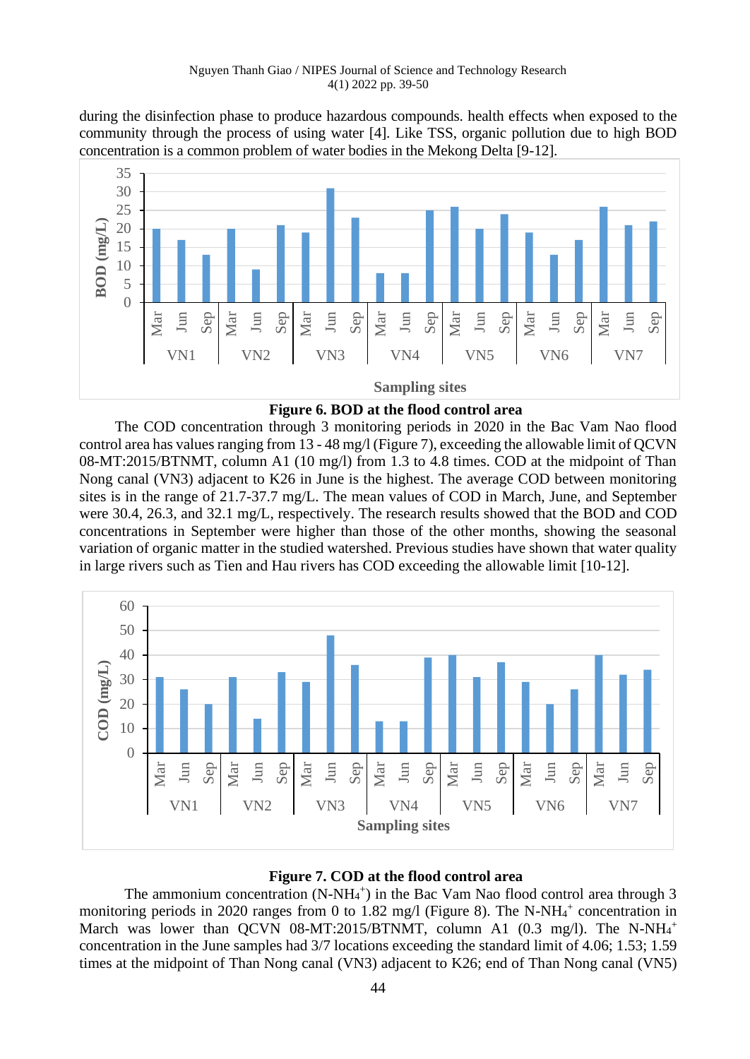during the disinfection phase to produce hazardous compounds. health effects when exposed to the community through the process of using water [4]. Like TSS, organic pollution due to high BOD concentration is a common problem of water bodies in the Mekong Delta [9-12].

**Figure 6. BOD at the flood control area**

The COD concentration through 3 monitoring periods in 2020 in the Bac Vam Nao flood control area has values ranging from 13 - 48 mg/l (Figure 7), exceeding the allowable limit of QCVN 08-MT:2015/BTNMT, column A1 (10 mg/l) from 1.3 to 4.8 times. COD at the midpoint of Than Nong canal (VN3) adjacent to K26 in June is the highest. The average COD between monitoring sites is in the range of 21.7-37.7 mg/L. The mean values of COD in March, June, and September were 30.4, 26.3, and 32.1 mg/L, respectively. The research results showed that the BOD and COD concentrations in September were higher than those of the other months, showing the seasonal variation of organic matter in the studied watershed. Previous studies have shown that water quality in large rivers such as Tien and Hau rivers has COD exceeding the allowable limit [10-12].

**Figure 7. COD at the flood control area**

The ammonium concentration ($N\text{-}NH_4^+$) in the Bac Vam Nao flood control area through 3 monitoring periods in 2020 ranges from 0 to 1.82 mg/l (Figure 8). The $N\text{-}NH_4^+$ concentration in March was lower than QCVN 08-MT:2015/BTNMT, column A1 (0.3 mg/l). The $N\text{-}NH_4^+$ concentration in the June samples had 3/7 locations exceeding the standard limit of 4.06; 1.53; 1.59 times at the midpoint of Than Nong canal (VN3) adjacent to K26; end of Than Nong canal (VN5)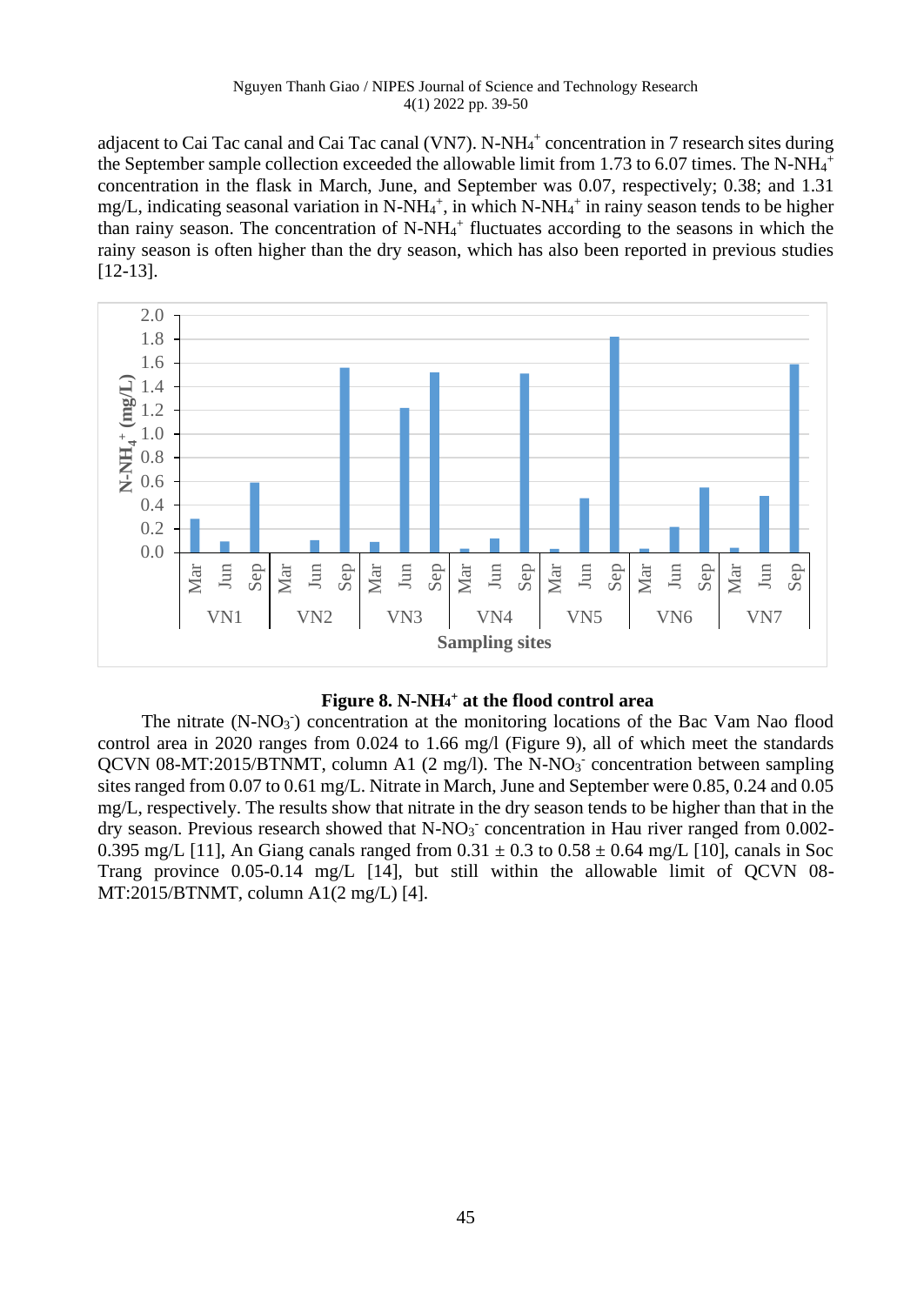adjacent to Cai Tac canal and Cai Tac canal (VN7). N-$NH_4^+$ concentration in 7 research sites during the September sample collection exceeded the allowable limit from 1.73 to 6.07 times. The N-$NH_4^+$ concentration in the flask in March, June, and September was 0.07, respectively; 0.38; and 1.31 mg/L, indicating seasonal variation in N-$NH_4^+$, in which N-$NH_4^+$ in rainy season tends to be higher than rainy season. The concentration of N-$NH_4^+$ fluctuates according to the seasons in which the rainy season is often higher than the dry season, which has also been reported in previous studies [12-13].

**Figure 8. N-$NH_4^+$ at the flood control area**

The nitrate (N-$NO_3^-$) concentration at the monitoring locations of the Bac Vam Nao flood control area in 2020 ranges from 0.024 to 1.66 mg/l (Figure 9), all of which meet the standards QCVN 08-MT:2015/BTNMT, column A1 (2 mg/l). The N-$NO_3^-$ concentration between sampling sites ranged from 0.07 to 0.61 mg/L. Nitrate in March, June and September were 0.85, 0.24 and 0.05 mg/L, respectively. The results show that nitrate in the dry season tends to be higher than that in the dry season. Previous research showed that N-$NO_3^-$ concentration in Hau river ranged from 0.002-0.395 mg/L [11], An Giang canals ranged from 0.31 ± 0.3 to 0.58 ± 0.64 mg/L [10], canals in Soc Trang province 0.05-0.14 mg/L [14], but still within the allowable limit of QCVN 08-MT:2015/BTNMT, column A1(2 mg/L) [4].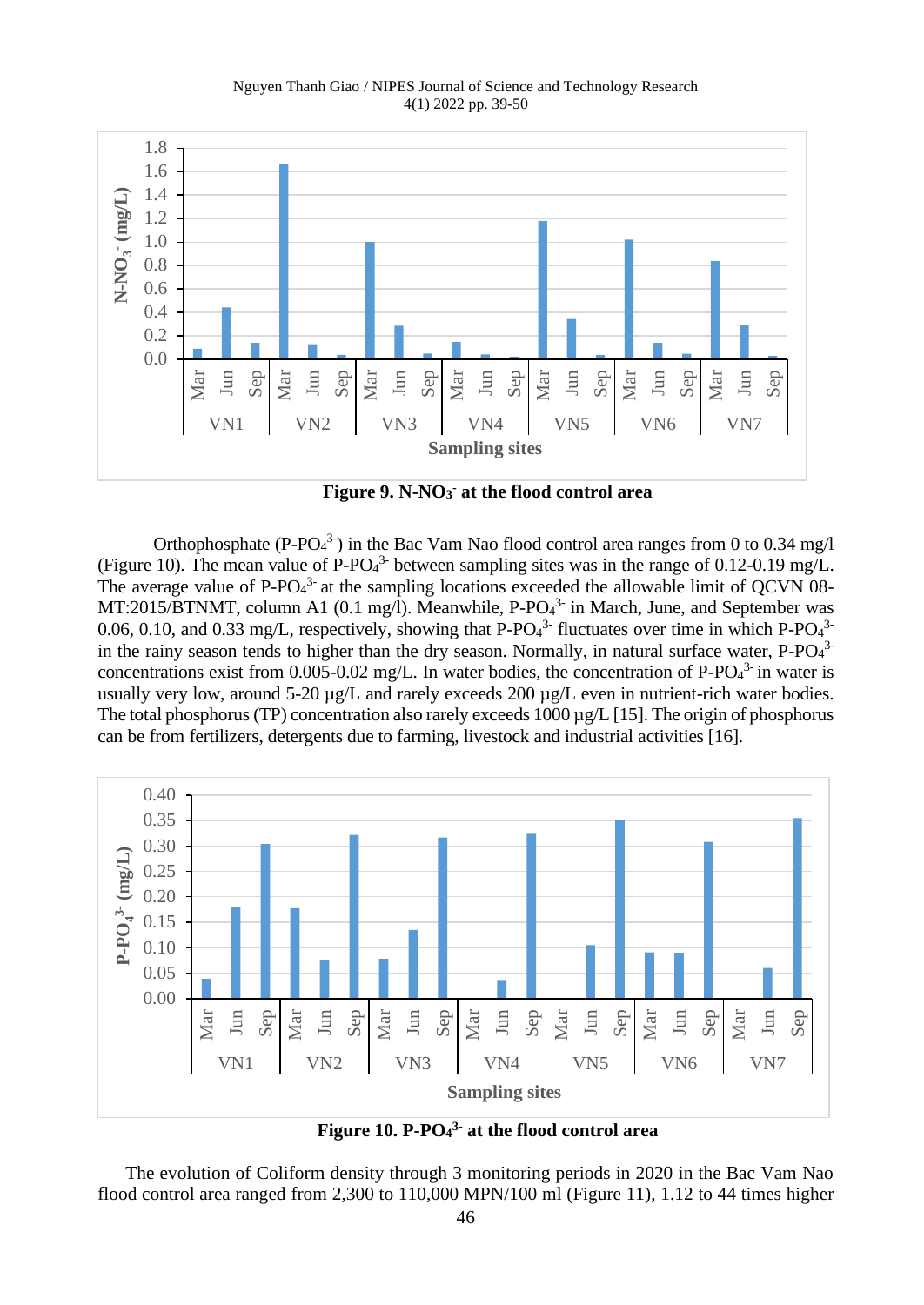**Figure 9. N-$NO_3^-$ at the flood control area**

Orthophosphate (P-$PO_4^{3-}$) in the Bac Vam Nao flood control area ranges from 0 to 0.34 mg/l (Figure 10). The mean value of P-$PO_4^{3-}$ between sampling sites was in the range of 0.12-0.19 mg/L. The average value of P-$PO_4^{3-}$ at the sampling locations exceeded the allowable limit of QCVN 08-MT:2015/BTNMT, column A1 (0.1 mg/l). Meanwhile, P-$PO_4^{3-}$ in March, June, and September was 0.06, 0.10, and 0.33 mg/L, respectively, showing that P-$PO_4^{3-}$ fluctuates over time in which P-$PO_4^{3-}$ in the rainy season tends to higher than the dry season. Normally, in natural surface water, P-$PO_4^{3-}$ concentrations exist from 0.005-0.02 mg/L. In water bodies, the concentration of P-$PO_4^{3-}$ in water is usually very low, around 5-20 µg/L and rarely exceeds 200 µg/L even in nutrient-rich water bodies. The total phosphorus (TP) concentration also rarely exceeds 1000 µg/L [15]. The origin of phosphorus can be from fertilizers, detergents due to farming, livestock and industrial activities [16].

**Figure 10. P-$PO_4^{3-}$ at the flood control area**

The evolution of Coliform density through 3 monitoring periods in 2020 in the Bac Vam Nao flood control area ranged from 2,300 to 110,000 MPN/100 ml (Figure 11), 1.12 to 44 times higher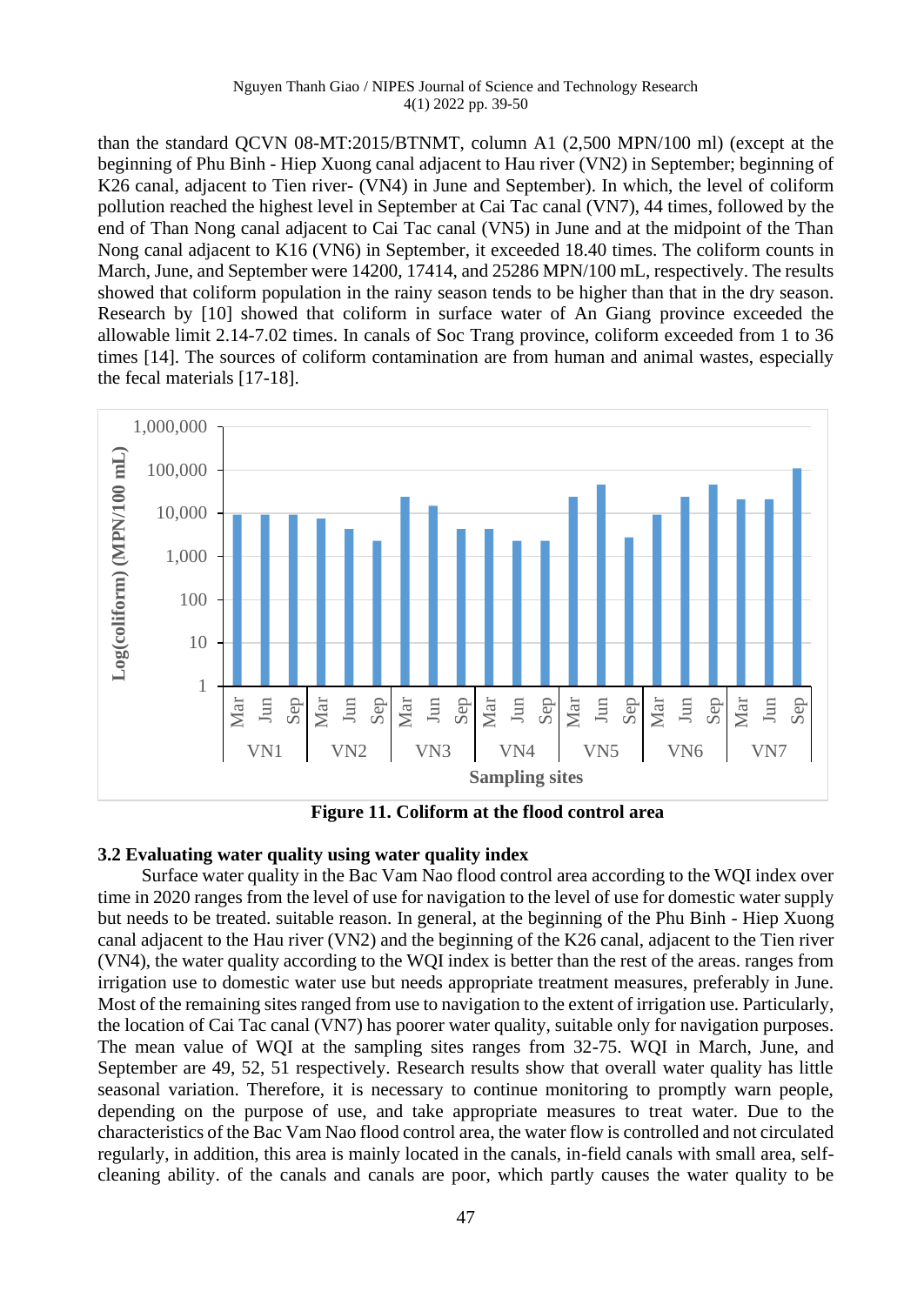than the standard QCVN 08-MT:2015/BTNMT, column A1 (2,500 MPN/100 ml) (except at the beginning of Phu Binh - Hiep Xuong canal adjacent to Hau river (VN2) in September; beginning of K26 canal, adjacent to Tien river- (VN4) in June and September). In which, the level of coliform pollution reached the highest level in September at Cai Tac canal (VN7), 44 times, followed by the end of Than Nong canal adjacent to Cai Tac canal (VN5) in June and at the midpoint of the Than Nong canal adjacent to K16 (VN6) in September, it exceeded 18.40 times. The coliform counts in March, June, and September were 14200, 17414, and 25286 MPN/100 mL, respectively. The results showed that coliform population in the rainy season tends to be higher than that in the dry season. Research by [10] showed that coliform in surface water of An Giang province exceeded the allowable limit 2.14-7.02 times. In canals of Soc Trang province, coliform exceeded from 1 to 36 times [14]. The sources of coliform contamination are from human and animal wastes, especially the fecal materials [17-18].

**Figure 11. Coliform at the flood control area**

### 3.2 Evaluating water quality using water quality index

Surface water quality in the Bac Vam Nao flood control area according to the WQI index over time in 2020 ranges from the level of use for navigation to the level of use for domestic water supply but needs to be treated. suitable reason. In general, at the beginning of the Phu Binh - Hiep Xuong canal adjacent to the Hau river (VN2) and the beginning of the K26 canal, adjacent to the Tien river (VN4), the water quality according to the WQI index is better than the rest of the areas. ranges from irrigation use to domestic water use but needs appropriate treatment measures, preferably in June. Most of the remaining sites ranged from use to navigation to the extent of irrigation use. Particularly, the location of Cai Tac canal (VN7) has poorer water quality, suitable only for navigation purposes. The mean value of WQI at the sampling sites ranges from 32-75. WQI in March, June, and September are 49, 52, 51 respectively. Research results show that overall water quality has little seasonal variation. Therefore, it is necessary to continue monitoring to promptly warn people, depending on the purpose of use, and take appropriate measures to treat water. Due to the characteristics of the Bac Vam Nao flood control area, the water flow is controlled and not circulated regularly, in addition, this area is mainly located in the canals, in-field canals with small area, self-cleaning ability. of the canals and canals are poor, which partly causes the water quality to be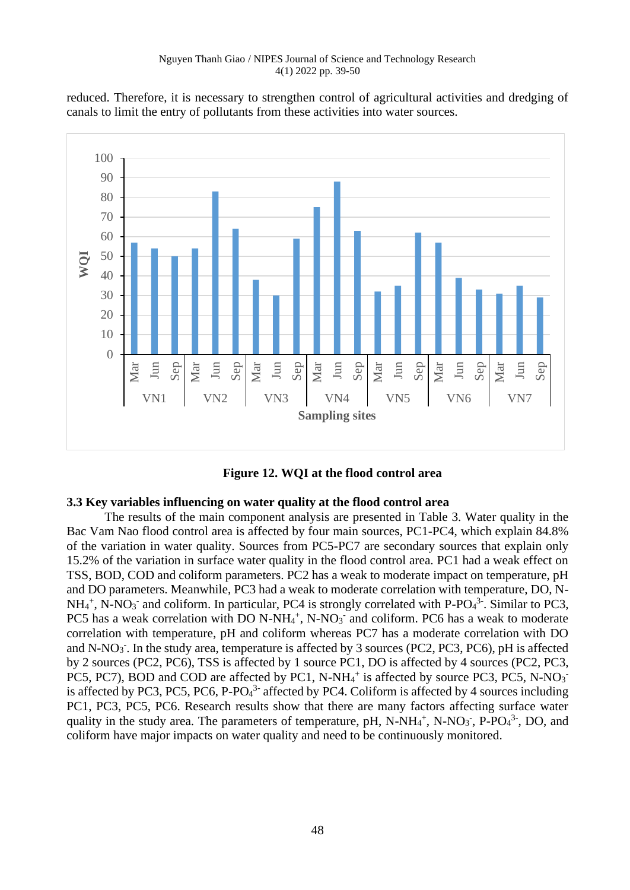reduced. Therefore, it is necessary to strengthen control of agricultural activities and dredging of canals to limit the entry of pollutants from these activities into water sources.

**Figure 12. WQI at the flood control area**

### 3.3 Key variables influencing on water quality at the flood control area

The results of the main component analysis are presented in Table 3. Water quality in the Bac Vam Nao flood control area is affected by four main sources, PC1-PC4, which explain 84.8% of the variation in water quality. Sources from PC5-PC7 are secondary sources that explain only 15.2% of the variation in surface water quality in the flood control area. PC1 had a weak effect on TSS, BOD, COD and coliform parameters. PC2 has a weak to moderate impact on temperature, pH and DO parameters. Meanwhile, PC3 had a weak to moderate correlation with temperature, DO, N-$NH_4^+$, N-$NO_3^-$ and coliform. In particular, PC4 is strongly correlated with P-$PO_4^{3-}$. Similar to PC3, PC5 has a weak correlation with DO N-$NH_4^+$, N-$NO_3^-$ and coliform. PC6 has a weak to moderate correlation with temperature, pH and coliform whereas PC7 has a moderate correlation with DO and N-$NO_3^-$. In the study area, temperature is affected by 3 sources (PC2, PC3, PC6), pH is affected by 2 sources (PC2, PC6), TSS is affected by 1 source PC1, DO is affected by 4 sources (PC2, PC3, PC5, PC7), BOD and COD are affected by PC1, N-$NH_4^+$ is affected by source PC3, PC5, N-$NO_3^-$ is affected by PC3, PC5, PC6, P-$PO_4^{3-}$ affected by PC4. Coliform is affected by 4 sources including PC1, PC3, PC5, PC6. Research results show that there are many factors affecting surface water quality in the study area. The parameters of temperature, pH, N-$NH_4^+$, N-$NO_3^-$, P-$PO_4^{3-}$, DO, and coliform have major impacts on water quality and need to be continuously monitored.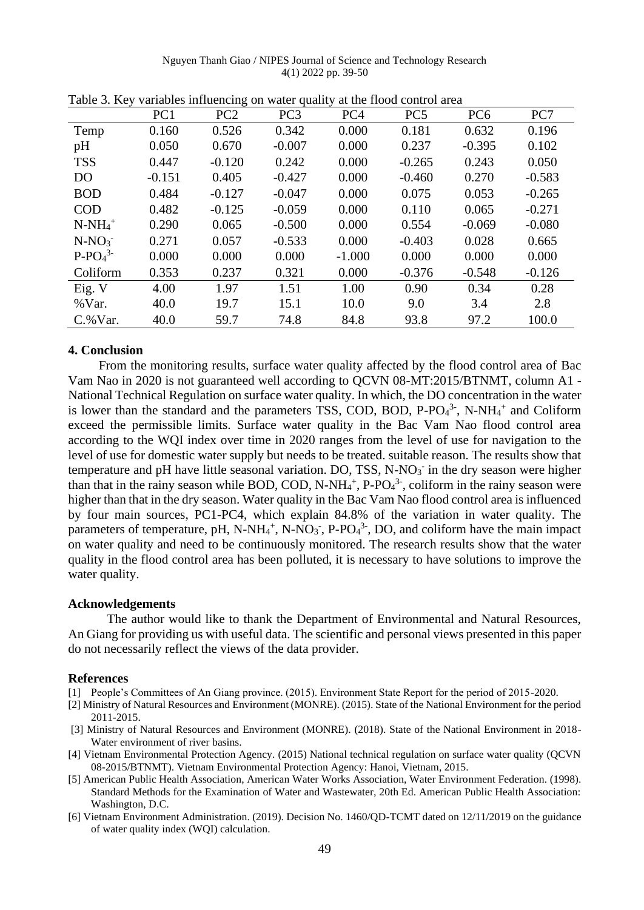Table 3. Key variables influencing on water quality at the flood control area

| | PC1 | PC2 | PC3 | PC4 | PC5 | PC6 | PC7 |
|---|---|---|---|---|---|---|---|
| Temp | 0.160 | 0.526 | 0.342 | 0.000 | 0.181 | 0.632 | 0.196 |
| pH | 0.050 | 0.670 | -0.007 | 0.000 | 0.237 | -0.395 | 0.102 |
| TSS | 0.447 | -0.120 | 0.242 | 0.000 | -0.265 | 0.243 | 0.050 |
| DO | -0.151 | 0.405 | -0.427 | 0.000 | -0.460 | 0.270 | -0.583 |
| BOD | 0.484 | -0.127 | -0.047 | 0.000 | 0.075 | 0.053 | -0.265 |
| COD | 0.482 | -0.125 | -0.059 | 0.000 | 0.110 | 0.065 | -0.271 |
| $N\text{-}NH_4^+$ | 0.290 | 0.065 | -0.500 | 0.000 | 0.554 | -0.069 | -0.080 |
| $N\text{-}NO_3^-$ | 0.271 | 0.057 | -0.533 | 0.000 | -0.403 | 0.028 | 0.665 |
| $P\text{-}PO_4^{3-}$ | 0.000 | 0.000 | 0.000 | -1.000 | 0.000 | 0.000 | 0.000 |
| Coliform | 0.353 | 0.237 | 0.321 | 0.000 | -0.376 | -0.548 | -0.126 |
| Eig. V | 4.00 | 1.97 | 1.51 | 1.00 | 0.90 | 0.34 | 0.28 |
| %Var. | 40.0 | 19.7 | 15.1 | 10.0 | 9.0 | 3.4 | 2.8 |
| C.%Var. | 40.0 | 59.7 | 74.8 | 84.8 | 93.8 | 97.2 | 100.0 |

## 4. Conclusion

From the monitoring results, surface water quality affected by the flood control area of Bac Vam Nao in 2020 is not guaranteed well according to QCVN 08-MT:2015/BTNMT, column A1 - National Technical Regulation on surface water quality. In which, the DO concentration in the water is lower than the standard and the parameters TSS, COD, BOD, $P\text{-}PO_4^{3-}$, $N\text{-}NH_4^+$ and Coliform exceed the permissible limits. Surface water quality in the Bac Vam Nao flood control area according to the WQI index over time in 2020 ranges from the level of use for navigation to the level of use for domestic water supply but needs to be treated. suitable reason. The results show that temperature and pH have little seasonal variation. DO, TSS, $N\text{-}NO_3^-$ in the dry season were higher than that in the rainy season while BOD, COD, $N\text{-}NH_4^+$, $P\text{-}PO_4^{3-}$, coliform in the rainy season were higher than that in the dry season. Water quality in the Bac Vam Nao flood control area is influenced by four main sources, PC1-PC4, which explain 84.8% of the variation in water quality. The parameters of temperature, pH, $N\text{-}NH_4^+$, $N\text{-}NO_3^-$, $P\text{-}PO_4^{3-}$, DO, and coliform have the main impact on water quality and need to be continuously monitored. The research results show that the water quality in the flood control area has been polluted, it is necessary to have solutions to improve the water quality.

## Acknowledgements

The author would like to thank the Department of Environmental and Natural Resources, An Giang for providing us with useful data. The scientific and personal views presented in this paper do not necessarily reflect the views of the data provider.

## References

[1] People's Committees of An Giang province. (2015). Environment State Report for the period of 2015-2020.

[2] Ministry of Natural Resources and Environment (MONRE). (2015). State of the National Environment for the period 2011-2015.

[3] Ministry of Natural Resources and Environment (MONRE). (2018). State of the National Environment in 2018- Water environment of river basins.

[4] Vietnam Environmental Protection Agency. (2015) National technical regulation on surface water quality (QCVN 08-2015/BTNMT). Vietnam Environmental Protection Agency: Hanoi, Vietnam, 2015.

[5] American Public Health Association, American Water Works Association, Water Environment Federation. (1998). Standard Methods for the Examination of Water and Wastewater, 20th Ed. American Public Health Association: Washington, D.C.

[6] Vietnam Environment Administration. (2019). Decision No. 1460/QD-TCMT dated on 12/11/2019 on the guidance of water quality index (WQI) calculation.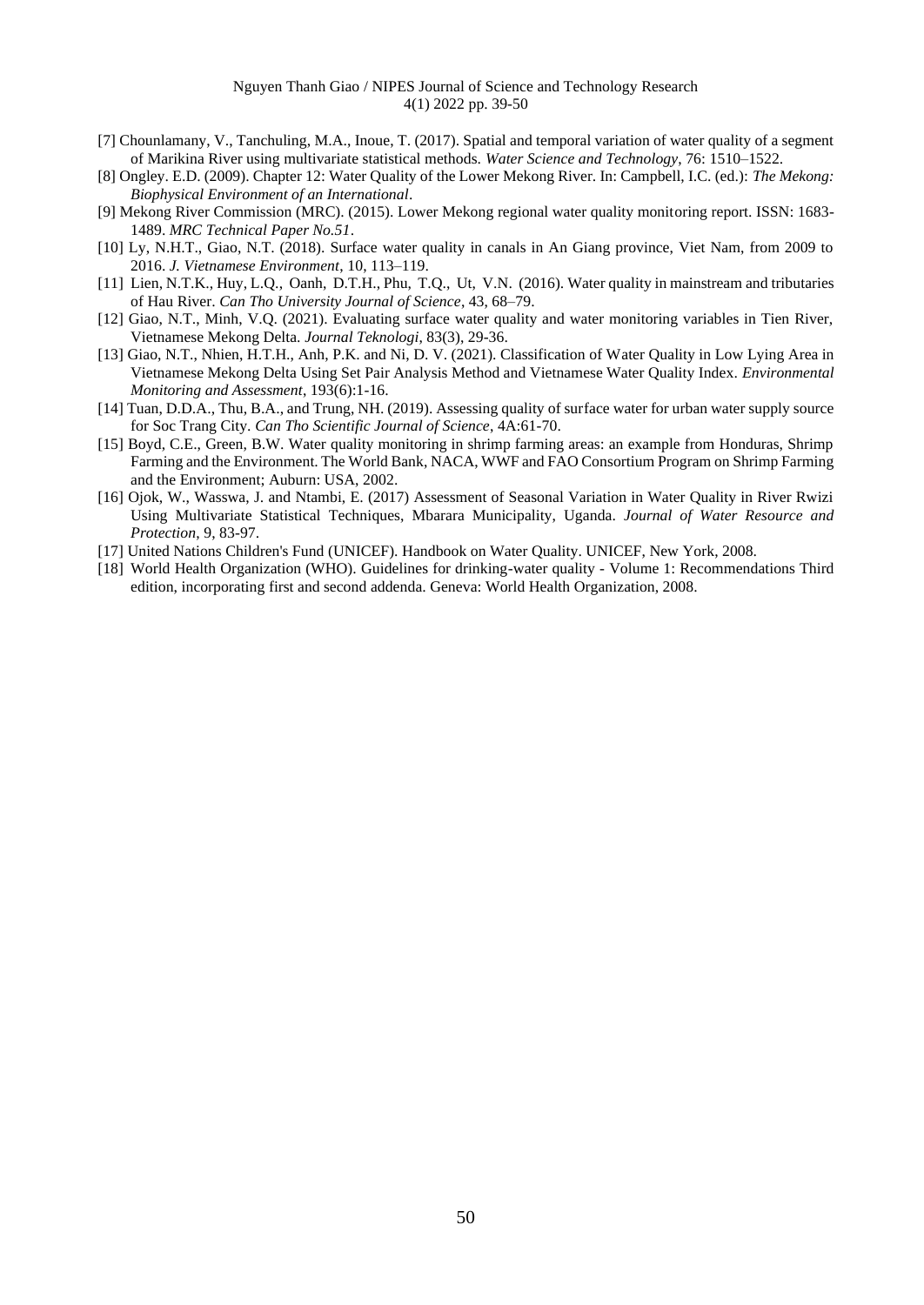[7] Chounlamany, V., Tanchuling, M.A., Inoue, T. (2017). Spatial and temporal variation of water quality of a segment of Marikina River using multivariate statistical methods. *Water Science and Technology*, 76: 1510–1522.

[8] Ongley. E.D. (2009). Chapter 12: Water Quality of the Lower Mekong River. In: Campbell, I.C. (ed.): *The Mekong: Biophysical Environment of an International*.

[9] Mekong River Commission (MRC). (2015). Lower Mekong regional water quality monitoring report. ISSN: 1683-1489. *MRC Technical Paper No.51*.

[10] Ly, N.H.T., Giao, N.T. (2018). Surface water quality in canals in An Giang province, Viet Nam, from 2009 to 2016. *J. Vietnamese Environment*, 10, 113–119.

[11] Lien, N.T.K., Huy, L.Q., Oanh, D.T.H., Phu, T.Q., Ut, V.N. (2016). Water quality in mainstream and tributaries of Hau River. *Can Tho University Journal of Science*, 43, 68–79.

[12] Giao, N.T., Minh, V.Q. (2021). Evaluating surface water quality and water monitoring variables in Tien River, Vietnamese Mekong Delta. *Journal Teknologi*, 83(3), 29-36.

[13] Giao, N.T., Nhien, H.T.H., Anh, P.K. and Ni, D. V. (2021). Classification of Water Quality in Low Lying Area in Vietnamese Mekong Delta Using Set Pair Analysis Method and Vietnamese Water Quality Index. *Environmental Monitoring and Assessment*, 193(6):1-16.

[14] Tuan, D.D.A., Thu, B.A., and Trung, NH. (2019). Assessing quality of surface water for urban water supply source for Soc Trang City. *Can Tho Scientific Journal of Science*, 4A:61-70.

[15] Boyd, C.E., Green, B.W. Water quality monitoring in shrimp farming areas: an example from Honduras, Shrimp Farming and the Environment. The World Bank, NACA, WWF and FAO Consortium Program on Shrimp Farming and the Environment; Auburn: USA, 2002.

[16] Ojok, W., Wasswa, J. and Ntambi, E. (2017) Assessment of Seasonal Variation in Water Quality in River Rwizi Using Multivariate Statistical Techniques, Mbarara Municipality, Uganda. *Journal of Water Resource and Protection*, 9, 83-97.

[17] United Nations Children's Fund (UNICEF). Handbook on Water Quality. UNICEF, New York, 2008.

[18] World Health Organization (WHO). Guidelines for drinking-water quality - Volume 1: Recommendations Third edition, incorporating first and second addenda. Geneva: World Health Organization, 2008.